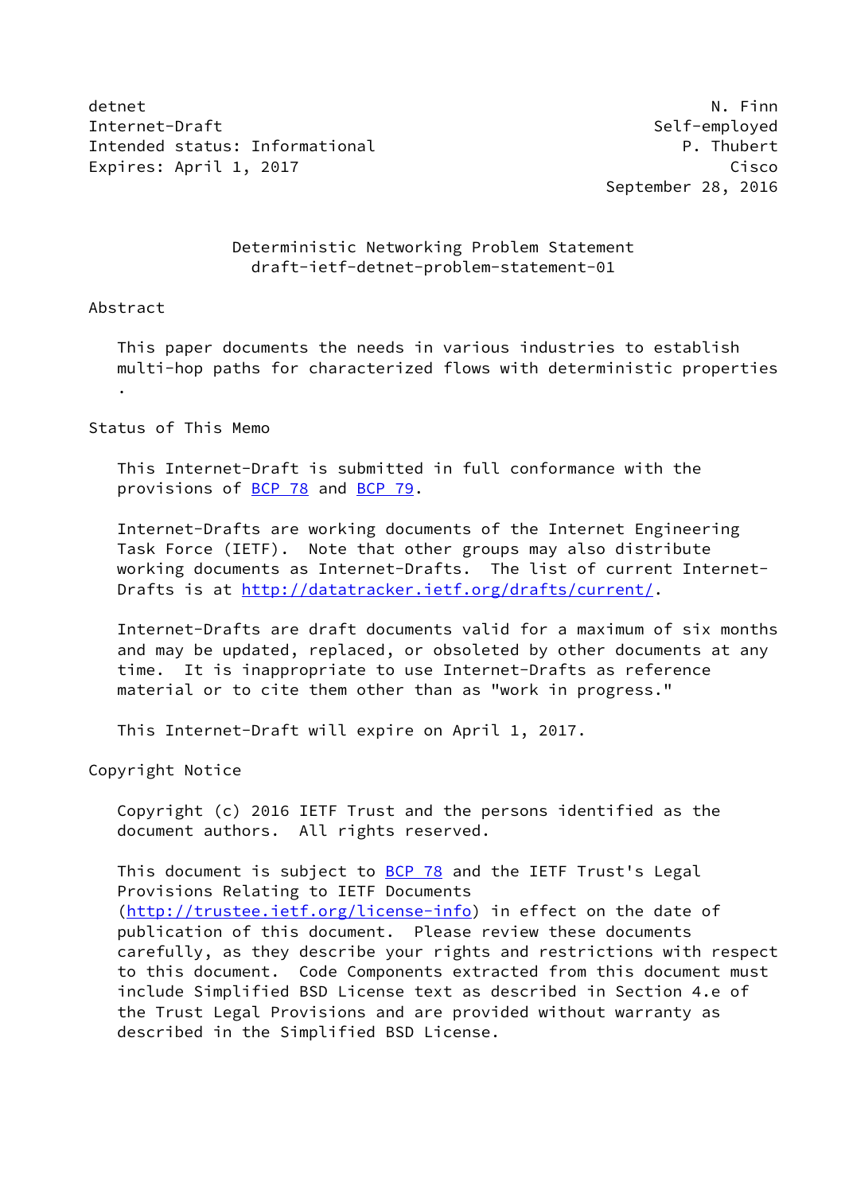detnet N. Finn
Internet-Draft Self-employed
Intended status: Informational P. Thubert
Expires: April 1, 2017 Cisco
September 28, 2016

# Deterministic Networking Problem Statement
draft-ietf-detnet-problem-statement-01

## Abstract

This paper documents the needs in various industries to establish multi-hop paths for characterized flows with deterministic properties .

## Status of This Memo

This Internet-Draft is submitted in full conformance with the provisions of BCP 78 and BCP 79.

Internet-Drafts are working documents of the Internet Engineering Task Force (IETF). Note that other groups may also distribute working documents as Internet-Drafts. The list of current Internet-Drafts is at http://datatracker.ietf.org/drafts/current/.

Internet-Drafts are draft documents valid for a maximum of six months and may be updated, replaced, or obsoleted by other documents at any time. It is inappropriate to use Internet-Drafts as reference material or to cite them other than as "work in progress."

This Internet-Draft will expire on April 1, 2017.

## Copyright Notice

Copyright (c) 2016 IETF Trust and the persons identified as the document authors. All rights reserved.

This document is subject to BCP 78 and the IETF Trust's Legal Provisions Relating to IETF Documents (http://trustee.ietf.org/license-info) in effect on the date of publication of this document. Please review these documents carefully, as they describe your rights and restrictions with respect to this document. Code Components extracted from this document must include Simplified BSD License text as described in Section 4.e of the Trust Legal Provisions and are provided without warranty as described in the Simplified BSD License.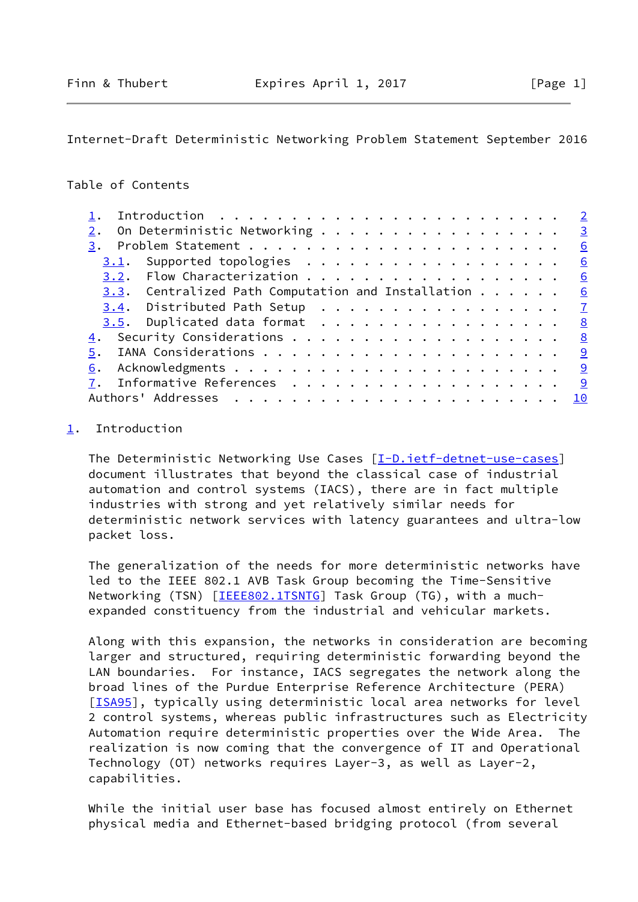Table of Contents

1. Introduction . . . . . . . . . . . . . . . . . . . . . . . . 2
2. On Deterministic Networking . . . . . . . . . . . . . . . . . 3
3. Problem Statement . . . . . . . . . . . . . . . . . . . . . . 6
   3.1. Supported topologies . . . . . . . . . . . . . . . . . . 6
   3.2. Flow Characterization . . . . . . . . . . . . . . . . . . 6
   3.3. Centralized Path Computation and Installation . . . . . . 6
   3.4. Distributed Path Setup . . . . . . . . . . . . . . . . . 7
   3.5. Duplicated data format . . . . . . . . . . . . . . . . . 8
4. Security Considerations . . . . . . . . . . . . . . . . . . . 8
5. IANA Considerations . . . . . . . . . . . . . . . . . . . . . 9
6. Acknowledgments . . . . . . . . . . . . . . . . . . . . . . . 9
7. Informative References . . . . . . . . . . . . . . . . . . . 9
Authors' Addresses . . . . . . . . . . . . . . . . . . . . . . . 10

## 1. Introduction

The Deterministic Networking Use Cases [I-D.ietf-detnet-use-cases] document illustrates that beyond the classical case of industrial automation and control systems (IACS), there are in fact multiple industries with strong and yet relatively similar needs for deterministic network services with latency guarantees and ultra-low packet loss.

The generalization of the needs for more deterministic networks have led to the IEEE 802.1 AVB Task Group becoming the Time-Sensitive Networking (TSN) [IEEE802.1TSNTG] Task Group (TG), with a much-expanded constituency from the industrial and vehicular markets.

Along with this expansion, the networks in consideration are becoming larger and structured, requiring deterministic forwarding beyond the LAN boundaries. For instance, IACS segregates the network along the broad lines of the Purdue Enterprise Reference Architecture (PERA) [ISA95], typically using deterministic local area networks for level 2 control systems, whereas public infrastructures such as Electricity Automation require deterministic properties over the Wide Area. The realization is now coming that the convergence of IT and Operational Technology (OT) networks requires Layer-3, as well as Layer-2, capabilities.

While the initial user base has focused almost entirely on Ethernet physical media and Ethernet-based bridging protocol (from several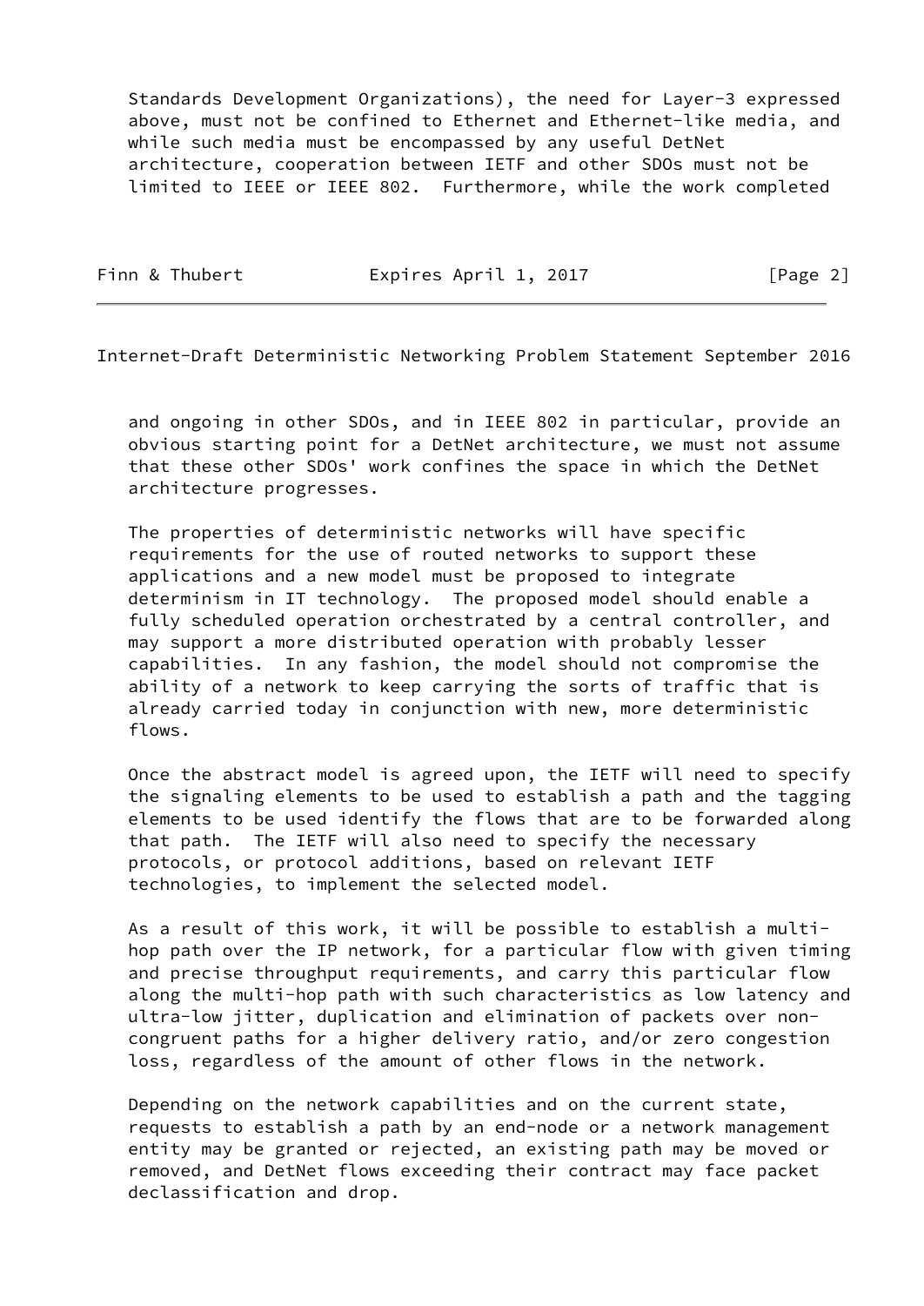Standards Development Organizations), the need for Layer-3 expressed above, must not be confined to Ethernet and Ethernet-like media, and while such media must be encompassed by any useful DetNet architecture, cooperation between IETF and other SDOs must not be limited to IEEE or IEEE 802. Furthermore, while the work completed and ongoing in other SDOs, and in IEEE 802 in particular, provide an obvious starting point for a DetNet architecture, we must not assume that these other SDOs' work confines the space in which the DetNet architecture progresses.

The properties of deterministic networks will have specific requirements for the use of routed networks to support these applications and a new model must be proposed to integrate determinism in IT technology. The proposed model should enable a fully scheduled operation orchestrated by a central controller, and may support a more distributed operation with probably lesser capabilities. In any fashion, the model should not compromise the ability of a network to keep carrying the sorts of traffic that is already carried today in conjunction with new, more deterministic flows.

Once the abstract model is agreed upon, the IETF will need to specify the signaling elements to be used to establish a path and the tagging elements to be used identify the flows that are to be forwarded along that path. The IETF will also need to specify the necessary protocols, or protocol additions, based on relevant IETF technologies, to implement the selected model.

As a result of this work, it will be possible to establish a multi-hop path over the IP network, for a particular flow with given timing and precise throughput requirements, and carry this particular flow along the multi-hop path with such characteristics as low latency and ultra-low jitter, duplication and elimination of packets over non-congruent paths for a higher delivery ratio, and/or zero congestion loss, regardless of the amount of other flows in the network.

Depending on the network capabilities and on the current state, requests to establish a path by an end-node or a network management entity may be granted or rejected, an existing path may be moved or removed, and DetNet flows exceeding their contract may face packet declassification and drop.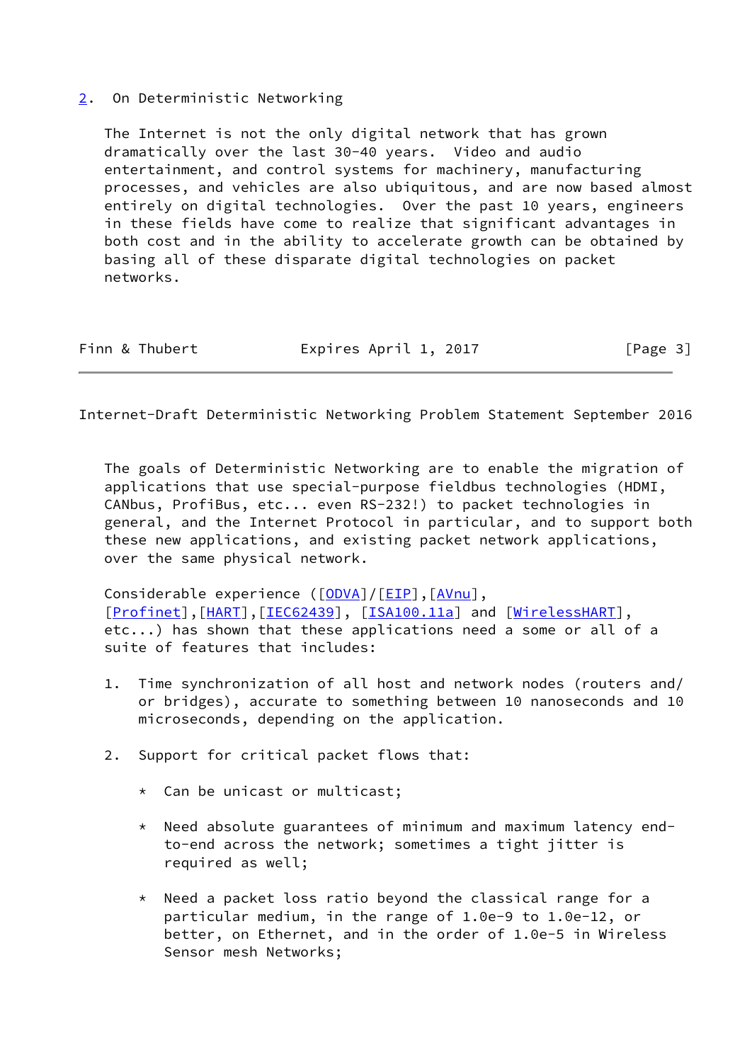## 2. On Deterministic Networking

The Internet is not the only digital network that has grown dramatically over the last 30-40 years. Video and audio entertainment, and control systems for machinery, manufacturing processes, and vehicles are also ubiquitous, and are now based almost entirely on digital technologies. Over the past 10 years, engineers in these fields have come to realize that significant advantages in both cost and in the ability to accelerate growth can be obtained by basing all of these disparate digital technologies on packet networks.

The goals of Deterministic Networking are to enable the migration of applications that use special-purpose fieldbus technologies (HDMI, CANbus, ProfiBus, etc... even RS-232!) to packet technologies in general, and the Internet Protocol in particular, and to support both these new applications, and existing packet network applications, over the same physical network.

Considerable experience ([ODVA]/[EIP],[AVnu], [Profinet],[HART],[IEC62439], [ISA100.11a] and [WirelessHART], etc...) has shown that these applications need a some or all of a suite of features that includes:

1. Time synchronization of all host and network nodes (routers and/ or bridges), accurate to something between 10 nanoseconds and 10 microseconds, depending on the application.

2. Support for critical packet flows that:

   * Can be unicast or multicast;

   * Need absolute guarantees of minimum and maximum latency end-to-end across the network; sometimes a tight jitter is required as well;

   * Need a packet loss ratio beyond the classical range for a particular medium, in the range of 1.0e-9 to 1.0e-12, or better, on Ethernet, and in the order of 1.0e-5 in Wireless Sensor mesh Networks;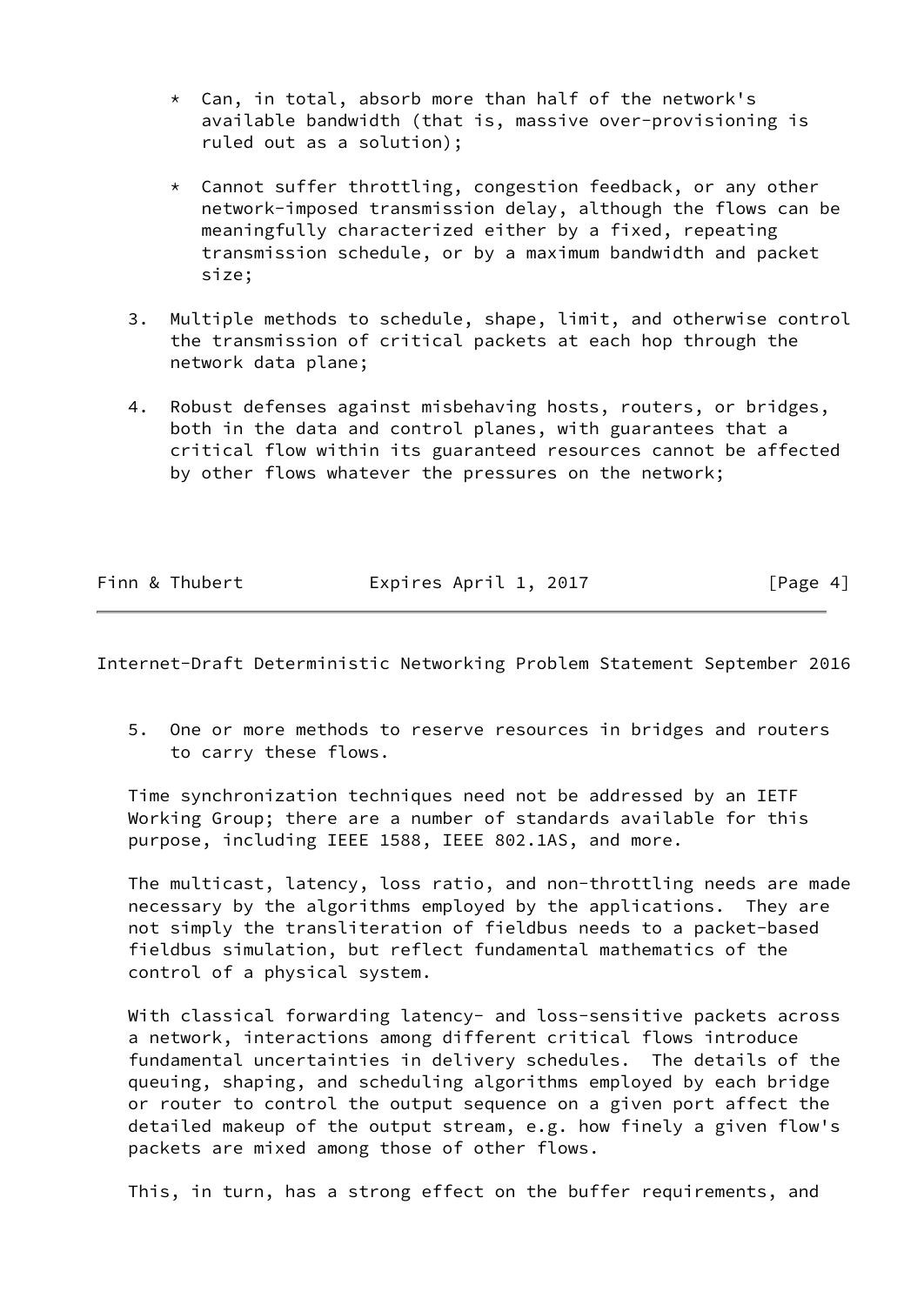* Can, in total, absorb more than half of the network's available bandwidth (that is, massive over-provisioning is ruled out as a solution);

* Cannot suffer throttling, congestion feedback, or any other network-imposed transmission delay, although the flows can be meaningfully characterized either by a fixed, repeating transmission schedule, or by a maximum bandwidth and packet size;

3. Multiple methods to schedule, shape, limit, and otherwise control the transmission of critical packets at each hop through the network data plane;

4. Robust defenses against misbehaving hosts, routers, or bridges, both in the data and control planes, with guarantees that a critical flow within its guaranteed resources cannot be affected by other flows whatever the pressures on the network;

5. One or more methods to reserve resources in bridges and routers to carry these flows.

Time synchronization techniques need not be addressed by an IETF Working Group; there are a number of standards available for this purpose, including IEEE 1588, IEEE 802.1AS, and more.

The multicast, latency, loss ratio, and non-throttling needs are made necessary by the algorithms employed by the applications. They are not simply the transliteration of fieldbus needs to a packet-based fieldbus simulation, but reflect fundamental mathematics of the control of a physical system.

With classical forwarding latency- and loss-sensitive packets across a network, interactions among different critical flows introduce fundamental uncertainties in delivery schedules. The details of the queuing, shaping, and scheduling algorithms employed by each bridge or router to control the output sequence on a given port affect the detailed makeup of the output stream, e.g. how finely a given flow's packets are mixed among those of other flows.

This, in turn, has a strong effect on the buffer requirements, and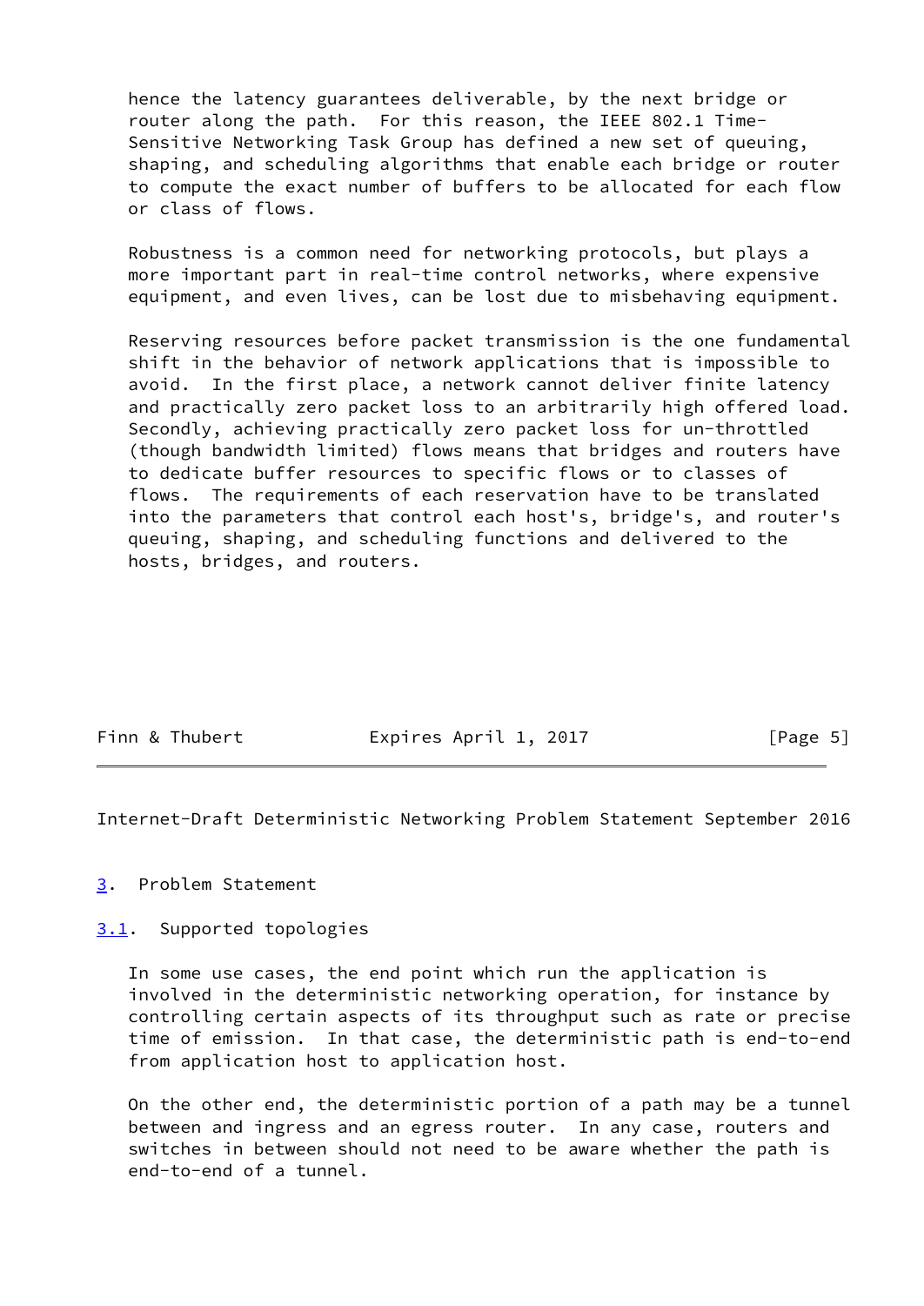hence the latency guarantees deliverable, by the next bridge or router along the path. For this reason, the IEEE 802.1 Time-Sensitive Networking Task Group has defined a new set of queuing, shaping, and scheduling algorithms that enable each bridge or router to compute the exact number of buffers to be allocated for each flow or class of flows.

Robustness is a common need for networking protocols, but plays a more important part in real-time control networks, where expensive equipment, and even lives, can be lost due to misbehaving equipment.

Reserving resources before packet transmission is the one fundamental shift in the behavior of network applications that is impossible to avoid. In the first place, a network cannot deliver finite latency and practically zero packet loss to an arbitrarily high offered load. Secondly, achieving practically zero packet loss for un-throttled (though bandwidth limited) flows means that bridges and routers have to dedicate buffer resources to specific flows or to classes of flows. The requirements of each reservation have to be translated into the parameters that control each host's, bridge's, and router's queuing, shaping, and scheduling functions and delivered to the hosts, bridges, and routers.

## 3. Problem Statement

### 3.1. Supported topologies

In some use cases, the end point which run the application is involved in the deterministic networking operation, for instance by controlling certain aspects of its throughput such as rate or precise time of emission. In that case, the deterministic path is end-to-end from application host to application host.

On the other end, the deterministic portion of a path may be a tunnel between and ingress and an egress router. In any case, routers and switches in between should not need to be aware whether the path is end-to-end of a tunnel.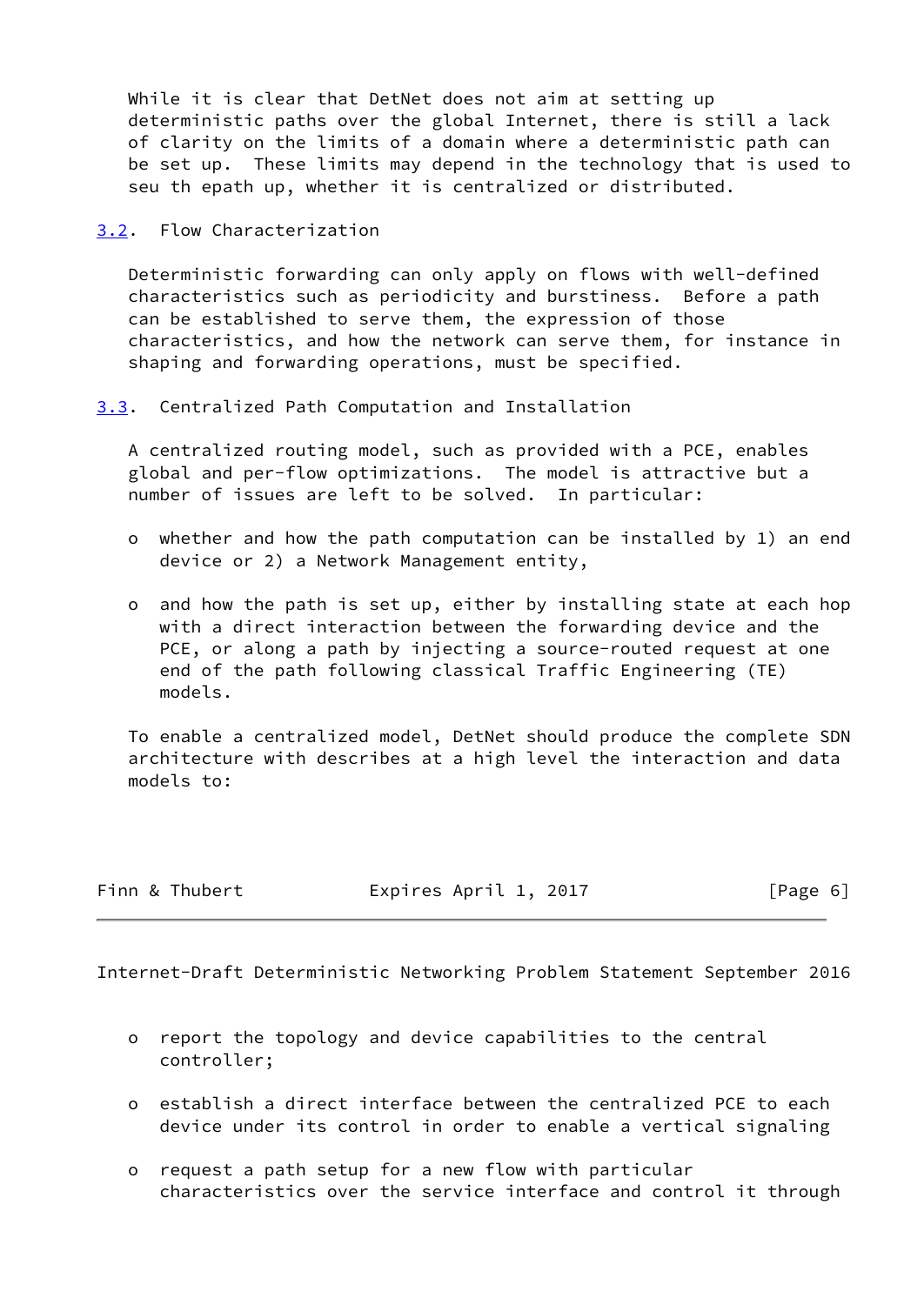While it is clear that DetNet does not aim at setting up deterministic paths over the global Internet, there is still a lack of clarity on the limits of a domain where a deterministic path can be set up. These limits may depend in the technology that is used to seu th epath up, whether it is centralized or distributed.

### 3.2. Flow Characterization

Deterministic forwarding can only apply on flows with well-defined characteristics such as periodicity and burstiness. Before a path can be established to serve them, the expression of those characteristics, and how the network can serve them, for instance in shaping and forwarding operations, must be specified.

### 3.3. Centralized Path Computation and Installation

A centralized routing model, such as provided with a PCE, enables global and per-flow optimizations. The model is attractive but a number of issues are left to be solved. In particular:

- whether and how the path computation can be installed by 1) an end device or 2) a Network Management entity,

- and how the path is set up, either by installing state at each hop with a direct interaction between the forwarding device and the PCE, or along a path by injecting a source-routed request at one end of the path following classical Traffic Engineering (TE) models.

To enable a centralized model, DetNet should produce the complete SDN architecture with describes at a high level the interaction and data models to:

- report the topology and device capabilities to the central controller;

- establish a direct interface between the centralized PCE to each device under its control in order to enable a vertical signaling

- request a path setup for a new flow with particular characteristics over the service interface and control it through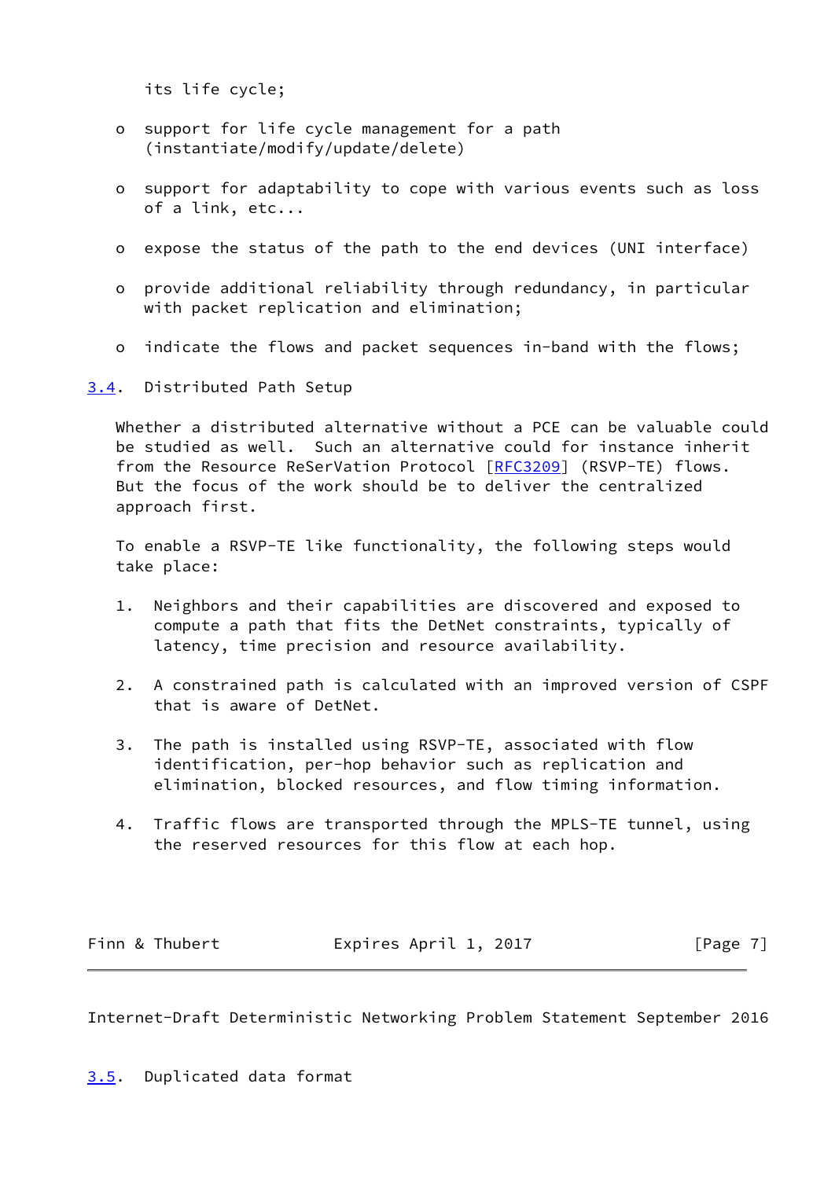its life cycle;

- support for life cycle management for a path (instantiate/modify/update/delete)

- support for adaptability to cope with various events such as loss of a link, etc...

- expose the status of the path to the end devices (UNI interface)

- provide additional reliability through redundancy, in particular with packet replication and elimination;

- indicate the flows and packet sequences in-band with the flows;

## 3.4. Distributed Path Setup

Whether a distributed alternative without a PCE can be valuable could be studied as well. Such an alternative could for instance inherit from the Resource ReSerVation Protocol [RFC3209] (RSVP-TE) flows. But the focus of the work should be to deliver the centralized approach first.

To enable a RSVP-TE like functionality, the following steps would take place:

1. Neighbors and their capabilities are discovered and exposed to compute a path that fits the DetNet constraints, typically of latency, time precision and resource availability.

2. A constrained path is calculated with an improved version of CSPF that is aware of DetNet.

3. The path is installed using RSVP-TE, associated with flow identification, per-hop behavior such as replication and elimination, blocked resources, and flow timing information.

4. Traffic flows are transported through the MPLS-TE tunnel, using the reserved resources for this flow at each hop.

## 3.5. Duplicated data format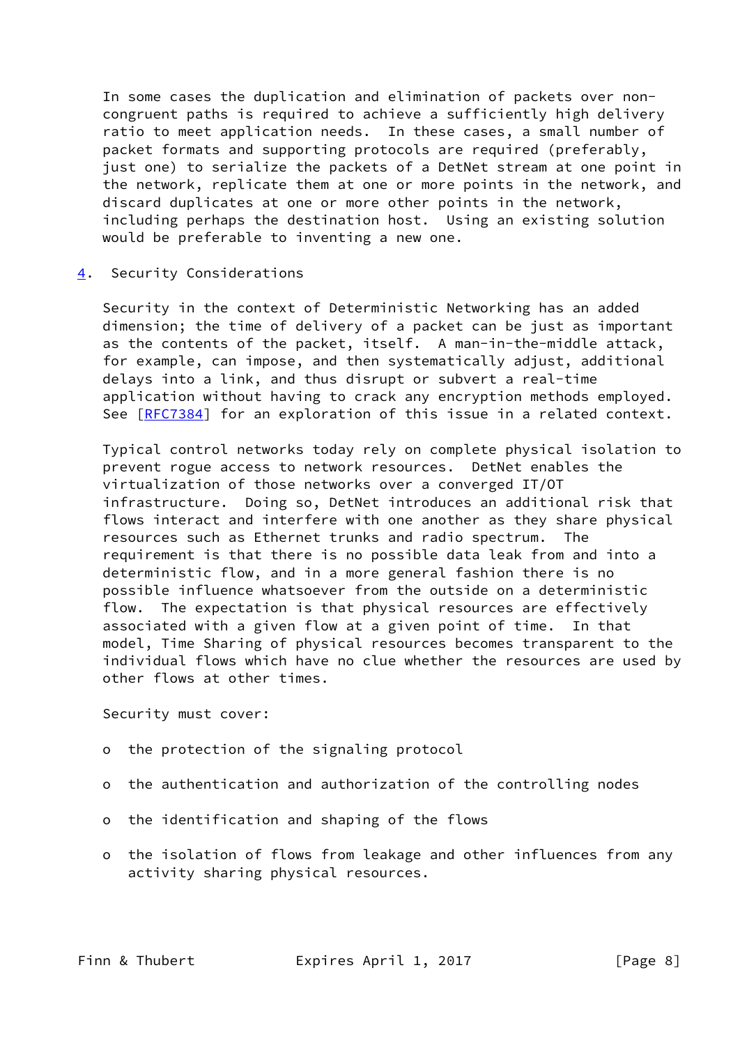In some cases the duplication and elimination of packets over non-congruent paths is required to achieve a sufficiently high delivery ratio to meet application needs. In these cases, a small number of packet formats and supporting protocols are required (preferably, just one) to serialize the packets of a DetNet stream at one point in the network, replicate them at one or more points in the network, and discard duplicates at one or more other points in the network, including perhaps the destination host. Using an existing solution would be preferable to inventing a new one.

## 4. Security Considerations

Security in the context of Deterministic Networking has an added dimension; the time of delivery of a packet can be just as important as the contents of the packet, itself. A man-in-the-middle attack, for example, can impose, and then systematically adjust, additional delays into a link, and thus disrupt or subvert a real-time application without having to crack any encryption methods employed. See [RFC7384] for an exploration of this issue in a related context.

Typical control networks today rely on complete physical isolation to prevent rogue access to network resources. DetNet enables the virtualization of those networks over a converged IT/OT infrastructure. Doing so, DetNet introduces an additional risk that flows interact and interfere with one another as they share physical resources such as Ethernet trunks and radio spectrum. The requirement is that there is no possible data leak from and into a deterministic flow, and in a more general fashion there is no possible influence whatsoever from the outside on a deterministic flow. The expectation is that physical resources are effectively associated with a given flow at a given point of time. In that model, Time Sharing of physical resources becomes transparent to the individual flows which have no clue whether the resources are used by other flows at other times.

Security must cover:

- the protection of the signaling protocol
- the authentication and authorization of the controlling nodes
- the identification and shaping of the flows
- the isolation of flows from leakage and other influences from any activity sharing physical resources.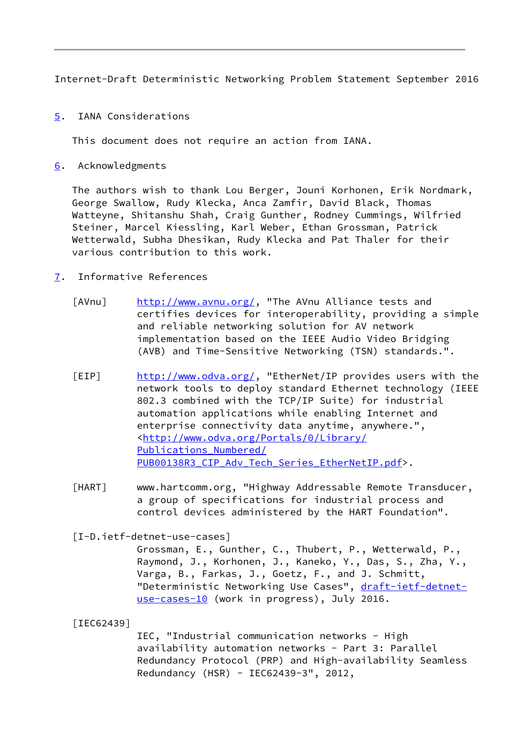## 5. IANA Considerations

This document does not require an action from IANA.

## 6. Acknowledgments

The authors wish to thank Lou Berger, Jouni Korhonen, Erik Nordmark, George Swallow, Rudy Klecka, Anca Zamfir, David Black, Thomas Watteyne, Shitanshu Shah, Craig Gunther, Rodney Cummings, Wilfried Steiner, Marcel Kiessling, Karl Weber, Ethan Grossman, Patrick Wetterwald, Subha Dhesikan, Rudy Klecka and Pat Thaler for their various contribution to this work.

## 7. Informative References

[AVnu] http://www.avnu.org/, "The AVnu Alliance tests and certifies devices for interoperability, providing a simple and reliable networking solution for AV network implementation based on the IEEE Audio Video Bridging (AVB) and Time-Sensitive Networking (TSN) standards.".

[EIP] http://www.odva.org/, "EtherNet/IP provides users with the network tools to deploy standard Ethernet technology (IEEE 802.3 combined with the TCP/IP Suite) for industrial automation applications while enabling Internet and enterprise connectivity data anytime, anywhere.", <http://www.odva.org/Portals/0/Library/Publications_Numbered/PUB00138R3_CIP_Adv_Tech_Series_EtherNetIP.pdf>.

[HART] www.hartcomm.org, "Highway Addressable Remote Transducer, a group of specifications for industrial process and control devices administered by the HART Foundation".

[I-D.ietf-detnet-use-cases] Grossman, E., Gunther, C., Thubert, P., Wetterwald, P., Raymond, J., Korhonen, J., Kaneko, Y., Das, S., Zha, Y., Varga, B., Farkas, J., Goetz, F., and J. Schmitt, "Deterministic Networking Use Cases", draft-ietf-detnet-use-cases-10 (work in progress), July 2016.

[IEC62439] IEC, "Industrial communication networks - High availability automation networks - Part 3: Parallel Redundancy Protocol (PRP) and High-availability Seamless Redundancy (HSR) - IEC62439-3", 2012,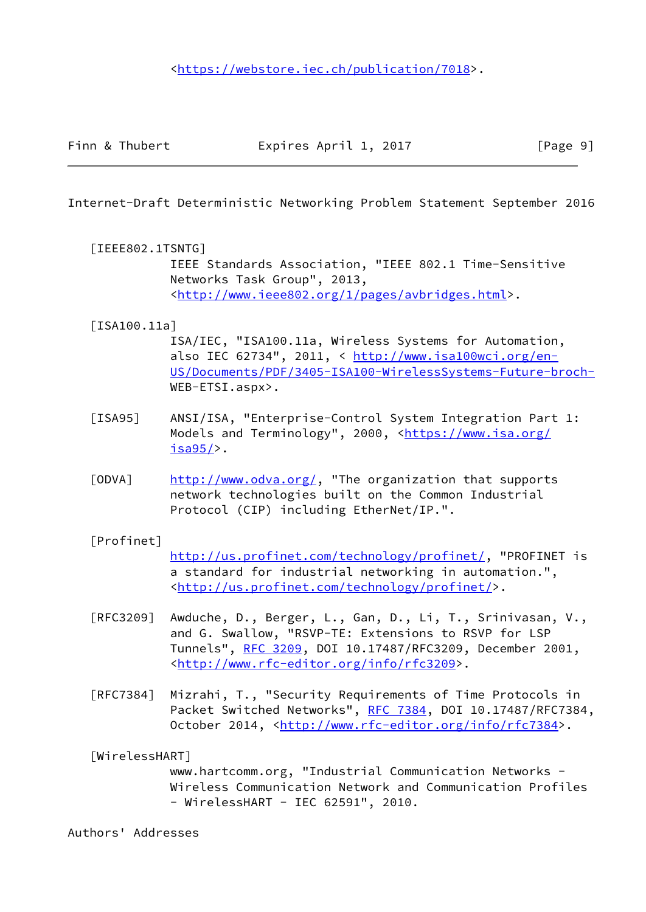<https://webstore.iec.ch/publication/7018>.

[IEEE802.1TSNTG]
IEEE Standards Association, "IEEE 802.1 Time-Sensitive Networks Task Group", 2013, <http://www.ieee802.org/1/pages/avbridges.html>.

[ISA100.11a]
ISA/IEC, "ISA100.11a, Wireless Systems for Automation, also IEC 62734", 2011, < http://www.isa100wci.org/en-US/Documents/PDF/3405-ISA100-WirelessSystems-Future-broch-WEB-ETSI.aspx>.

[ISA95] ANSI/ISA, "Enterprise-Control System Integration Part 1: Models and Terminology", 2000, <https://www.isa.org/isa95/>.

[ODVA] http://www.odva.org/, "The organization that supports network technologies built on the Common Industrial Protocol (CIP) including EtherNet/IP.".

[Profinet]
http://us.profinet.com/technology/profinet/, "PROFINET is a standard for industrial networking in automation.", <http://us.profinet.com/technology/profinet/>.

[RFC3209] Awduche, D., Berger, L., Gan, D., Li, T., Srinivasan, V., and G. Swallow, "RSVP-TE: Extensions to RSVP for LSP Tunnels", RFC 3209, DOI 10.17487/RFC3209, December 2001, <http://www.rfc-editor.org/info/rfc3209>.

[RFC7384] Mizrahi, T., "Security Requirements of Time Protocols in Packet Switched Networks", RFC 7384, DOI 10.17487/RFC7384, October 2014, <http://www.rfc-editor.org/info/rfc7384>.

[WirelessHART]
www.hartcomm.org, "Industrial Communication Networks - Wireless Communication Network and Communication Profiles - WirelessHART - IEC 62591", 2010.

Authors' Addresses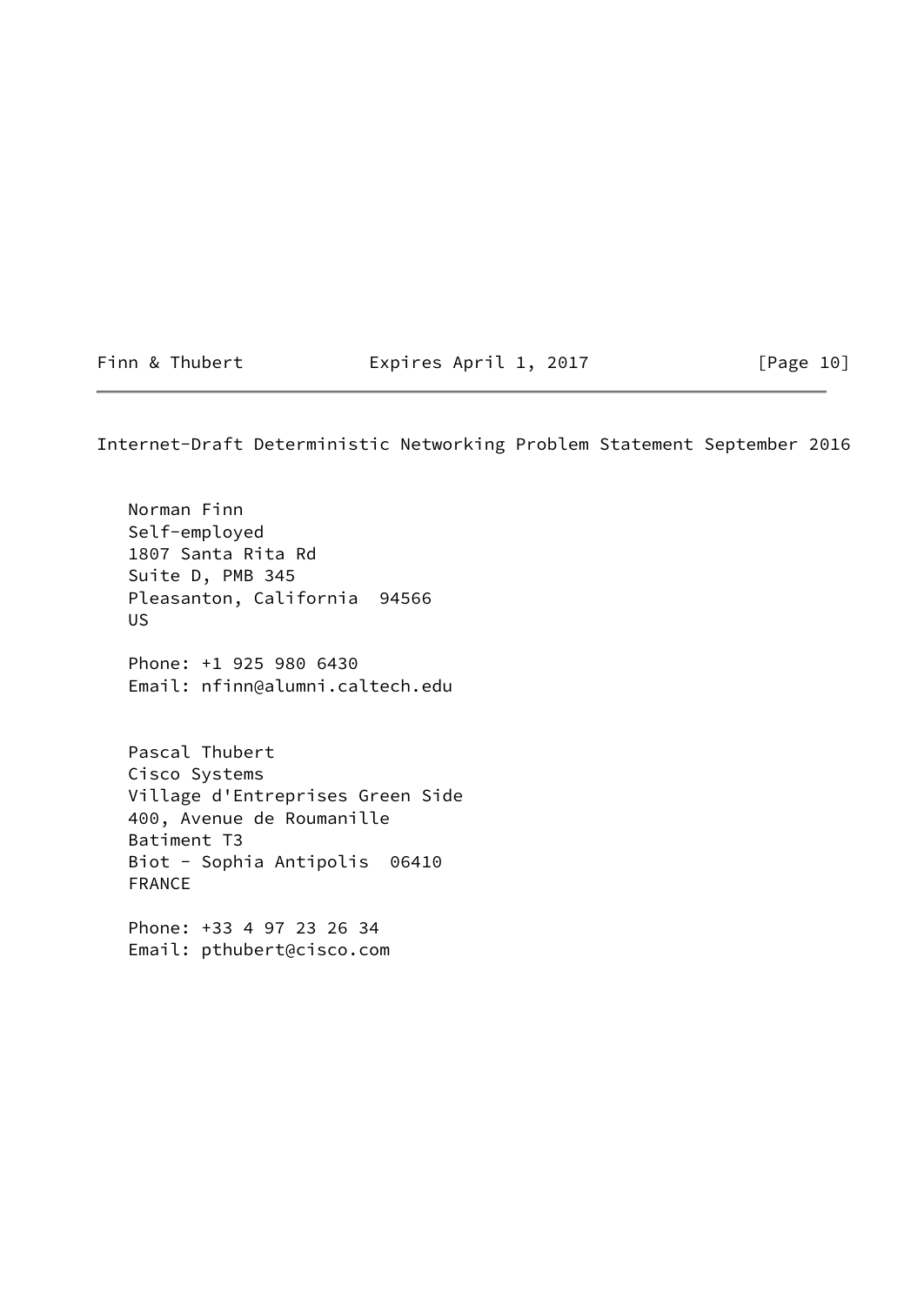Norman Finn
Self-employed
1807 Santa Rita Rd
Suite D, PMB 345
Pleasanton, California  94566
US

Phone: +1 925 980 6430
Email: nfinn@alumni.caltech.edu

Pascal Thubert
Cisco Systems
Village d'Entreprises Green Side
400, Avenue de Roumanille
Batiment T3
Biot - Sophia Antipolis  06410
FRANCE

Phone: +33 4 97 23 26 34
Email: pthubert@cisco.com